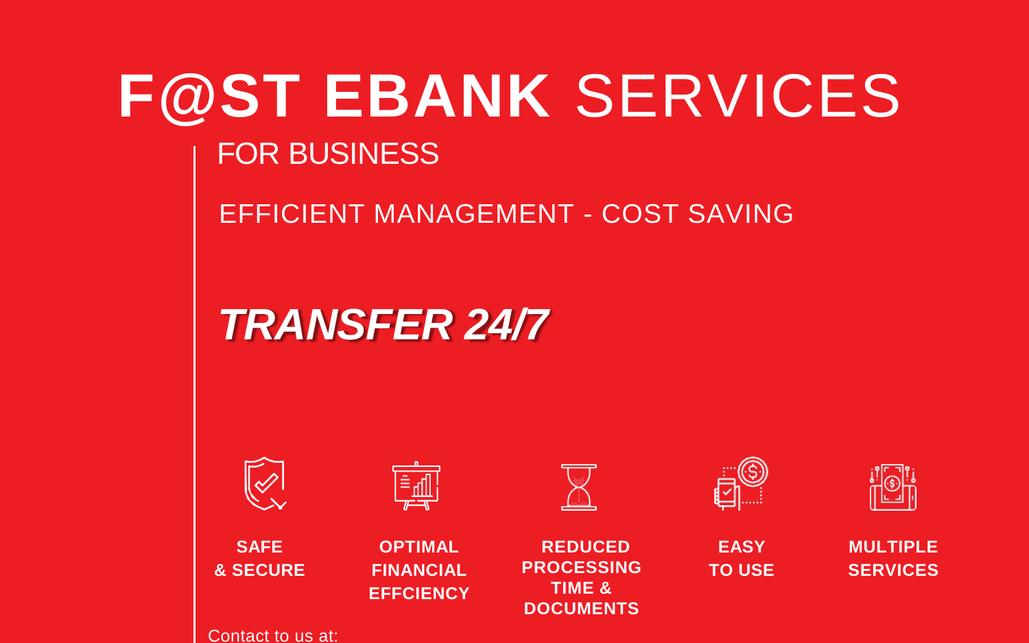# F@ST EBANK SERVICES

FOR BUSINESS

EFFICIENT MANAGEMENT - COST SAVING

## *TRANSFER 24/7*

**SAFE & SECURE**

**OPTIMAL FINANCIAL EFFCIENCY**

**REDUCED PROCESSING TIME & DOCUMENTS**

**EASY TO USE**

**MULTIPLE SERVICES**

Contact to us at: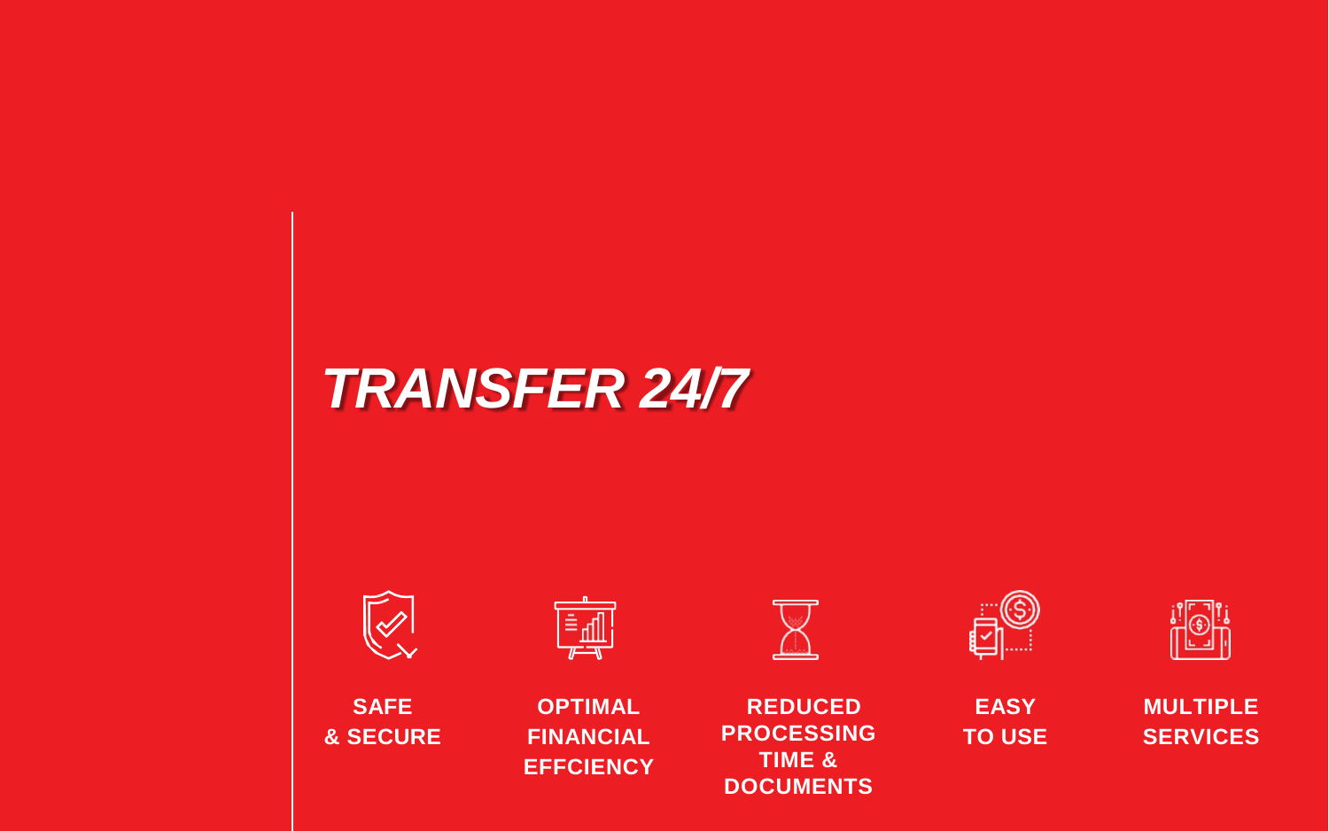# *TRANSFER 24/7*

**SAFE & SECURE**

**OPTIMAL FINANCIAL EFFCIENCY**

**REDUCED PROCESSING TIME & DOCUMENTS**

**EASY TO USE**

**MULTIPLE SERVICES**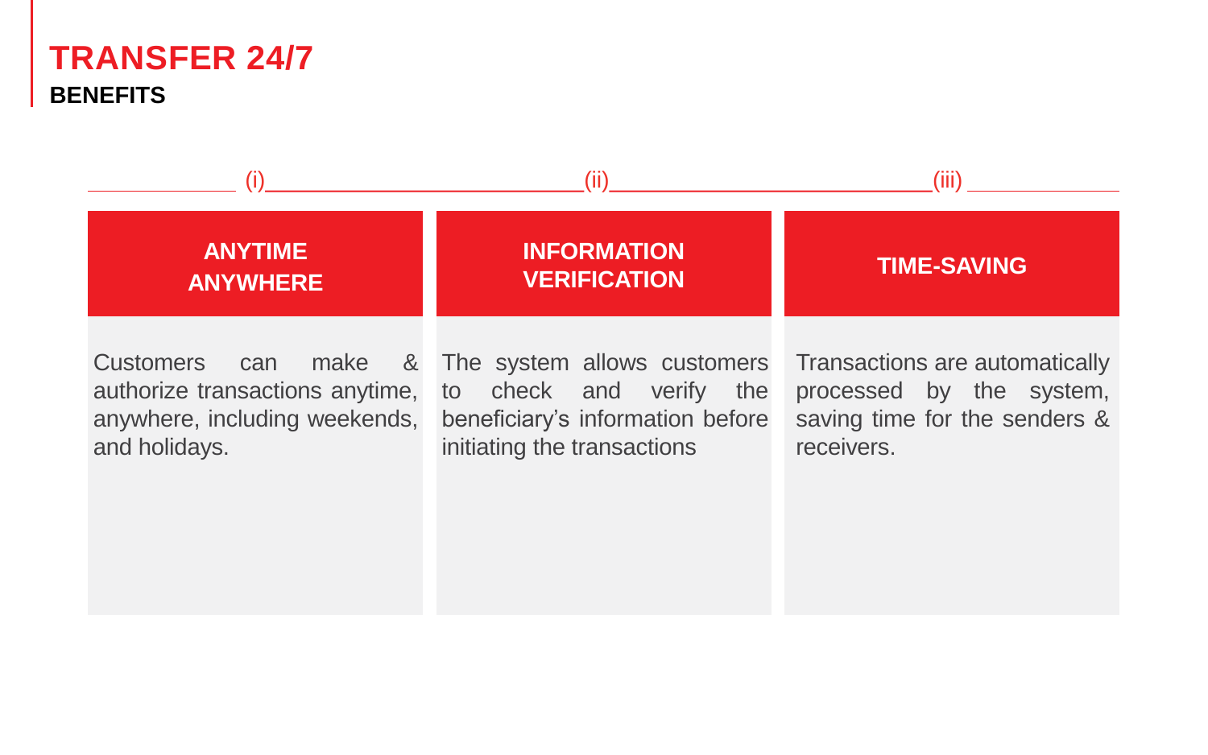# TRANSFER 24/7

## BENEFITS

### (i) ANYTIME ANYWHERE

Customers can make & authorize transactions anytime, anywhere, including weekends, and holidays.

### (ii) INFORMATION VERIFICATION

The system allows customers to check and verify the beneficiary's information before initiating the transactions

### (iii) TIME-SAVING

Transactions are automatically processed by the system, saving time for the senders & receivers.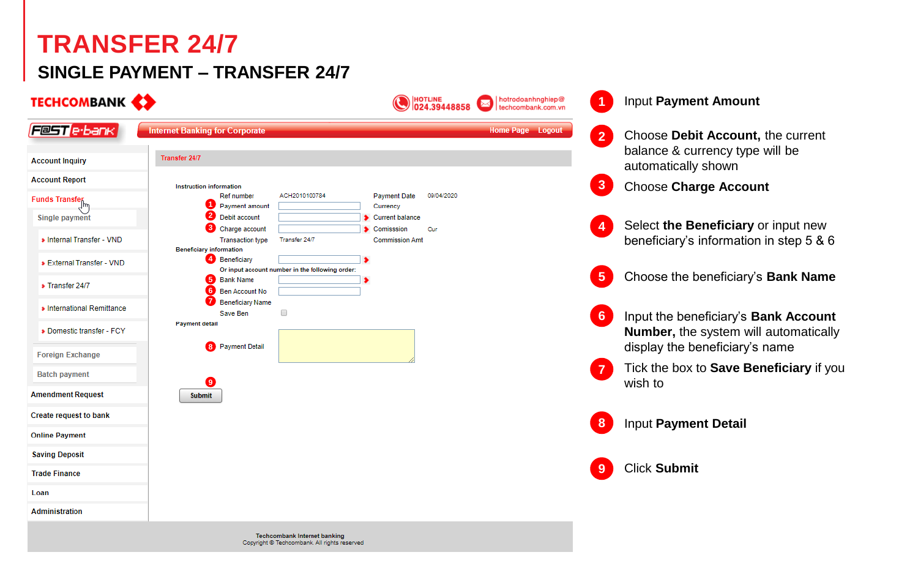# TRANSFER 24/7

## SINGLE PAYMENT – TRANSFER 24/7

TECHCOMBANK

HOTLINE 024.39448858 | hotrodoanhnghiep@techcombank.com.vn

FAST e-bank | Internet Banking for Corporate | Home Page | Logout

- Account Inquiry
- Account Report
- Funds Transfer
  - Single payment
    - Internal Transfer - VND
    - External Transfer - VND
    - Transfer 24/7
    - International Remittance
    - Domestic transfer - FCY
  - Foreign Exchange
  - Batch payment
- Amendment Request
- Create request to bank
- Online Payment
- Saving Deposit
- Trade Finance
- Loan
- Administration

**Transfer 24/7**

**Instruction information**

| | | | |
|---|---|---|---|
| Ref number | ACH2010100784 | Payment Date | 09/04/2020 |
| 1 Payment amount | | Currency | |
| 2 Debit account | | Current balance | |
| 3 Charge account | | Comission | Our |
| Transaction type | Transfer 24/7 | Commission Amt | |

**Beneficiary information**

- 4 Beneficiary
- Or input account number in the following order:
- 5 Bank Name
- 6 Ben Account No
- 7 Beneficiary Name
- Save Ben

**Payment detail**

- 8 Payment Detail

9 Submit

Techcombank Internet banking
Copyright © Techcombank. All rights reserved

1. Input **Payment Amount**
2. Choose **Debit Account,** the current balance & currency type will be automatically shown
3. Choose **Charge Account**
4. Select **the Beneficiary** or input new beneficiary's information in step 5 & 6
5. Choose the beneficiary's **Bank Name**
6. Input the beneficiary's **Bank Account Number,** the system will automatically display the beneficiary's name
7. Tick the box to **Save Beneficiary** if you wish to
8. Input **Payment Detail**
9. Click **Submit**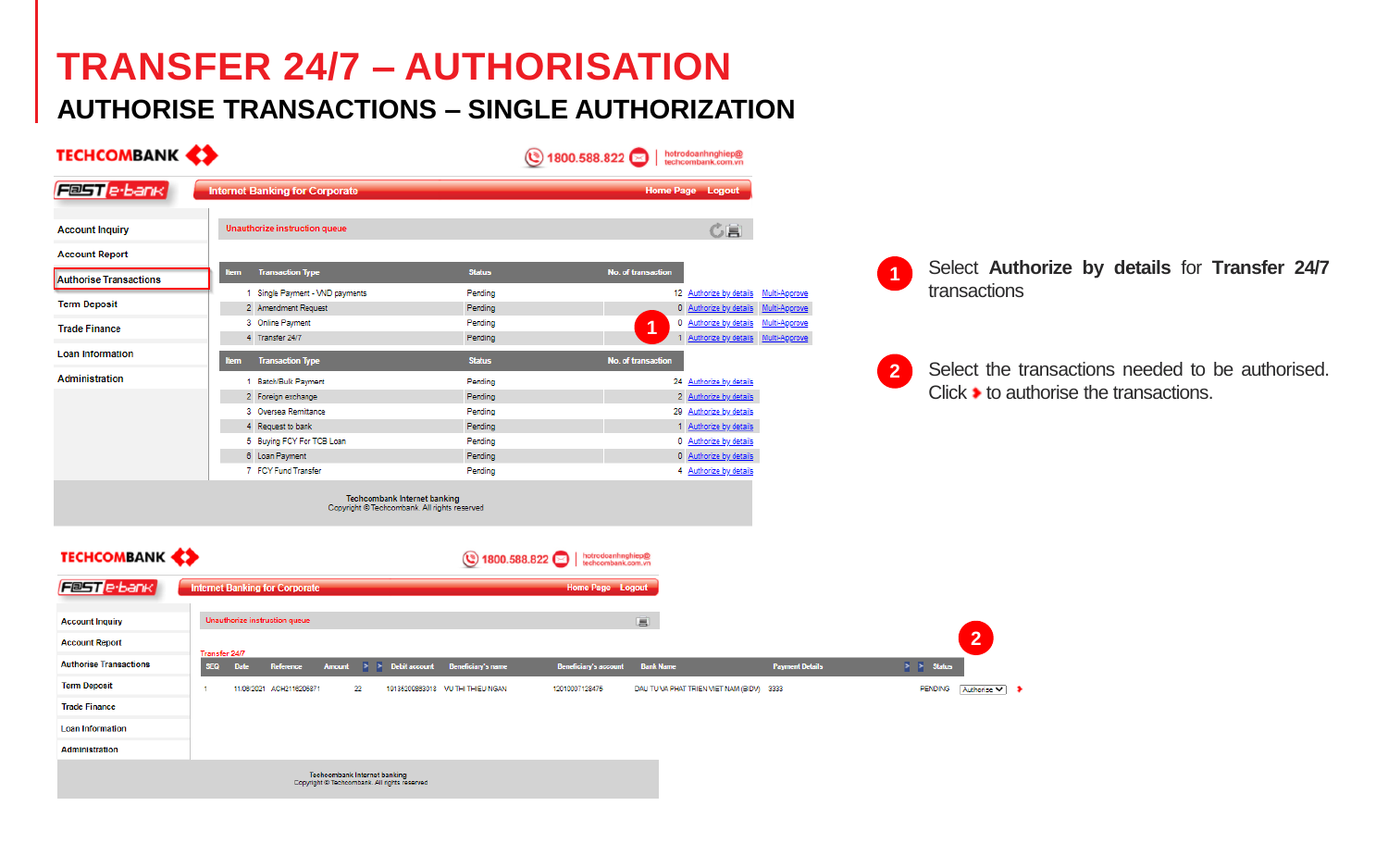# TRANSFER 24/7 – AUTHORISATION

## AUTHORISE TRANSACTIONS – SINGLE AUTHORIZATION

TECHCOMBANK | 1800.588.822 | hotrodoanhnghiep@techcombank.com.vn

F@ST e-bank | Internet Banking for Corporate | Home Page | Logout

- Account Inquiry
- Account Report
- Authorise Transactions
- Term Deposit
- Trade Finance
- Loan Information
- Administration

Unauthorize instruction queue

| Item | Transaction Type | Status | No. of transaction | | |
|---|---|---|---|---|---|
| 1 | Single Payment - VND payments | Pending | 12 | Authorize by details | Multi-Approve |
| 2 | Amendment Request | Pending | 0 | Authorize by details | Multi-Approve |
| 3 | Online Payment | Pending | 0 | Authorize by details | Multi-Approve |
| 4 | Transfer 24/7 | Pending | 1 | Authorize by details | Multi-Approve |

| Item | Transaction Type | Status | No. of transaction | |
|---|---|---|---|---|
| 1 | Batch/Bulk Payment | Pending | 24 | Authorize by details |
| 2 | Foreign exchange | Pending | 2 | Authorize by details |
| 3 | Oversea Remittance | Pending | 29 | Authorize by details |
| 4 | Request to bank | Pending | 1 | Authorize by details |
| 5 | Buying FCY For TCB Loan | Pending | 0 | Authorize by details |
| 6 | Loan Payment | Pending | 0 | Authorize by details |
| 7 | FCY Fund Transfer | Pending | 4 | Authorize by details |

Techcombank Internet banking
Copyright © Techcombank. All rights reserved

1. Select **Authorize by details** for **Transfer 24/7** transactions

2. Select the transactions needed to be authorised. Click ➧ to authorise the transactions.

Unauthorize instruction queue

Transfer 24/7

| SEQ | Date | Reference | Amount | Debit account | Beneficiary's name | Beneficiary's account | Bank Name | Payment Details | Status | |
|---|---|---|---|---|---|---|---|---|---|---|
| 1 | 11/08/2021 | ACH2116205871 | 22 | 19136200893018 | VU THI THIEU NGAN | 12010007128475 | DAU TU VA PHAT TRIEN VIET NAM (BIDV) | 3333 | PENDING | Authorise |

Techcombank Internet banking
Copyright © Techcombank. All rights reserved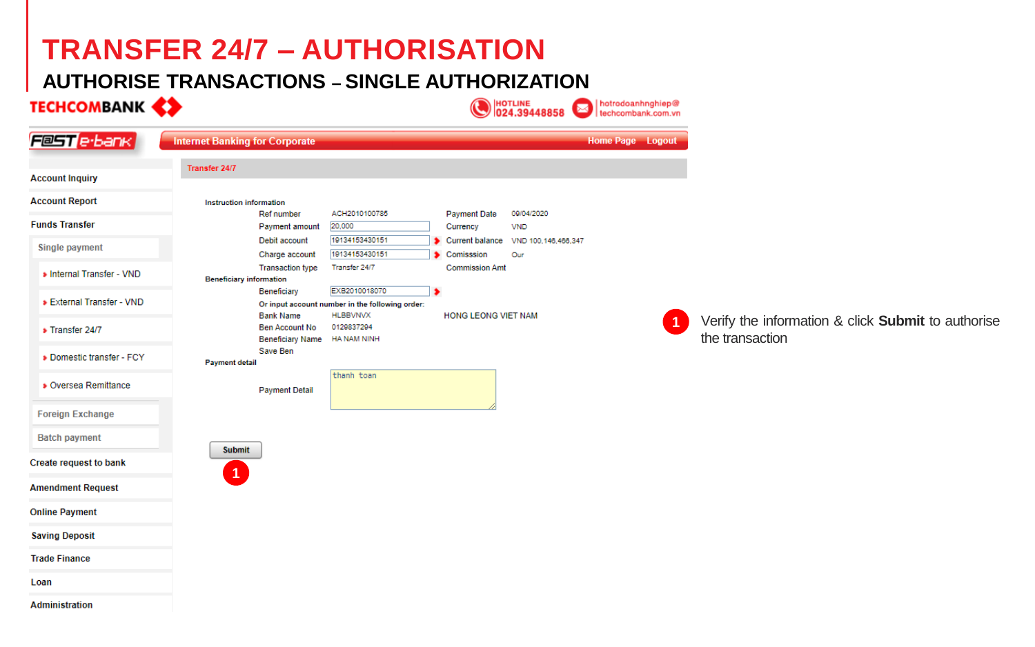# TRANSFER 24/7 – AUTHORISATION

## AUTHORISE TRANSACTIONS – SINGLE AUTHORIZATION

TECHCOMBANK

HOTLINE 024.39448858 | hotrodoanhnghiep@techcombank.com.vn

FAST e-bank | Internet Banking for Corporate | Home Page | Logout

- Account Inquiry
- Account Report
- Funds Transfer
  - Single payment
    - Internal Transfer - VND
    - External Transfer - VND
    - Transfer 24/7
    - Domestic transfer - FCY
    - Oversea Remittance
  - Foreign Exchange
  - Batch payment
- Create request to bank
- Amendment Request
- Online Payment
- Saving Deposit
- Trade Finance
- Loan
- Administration

**Transfer 24/7**

**Instruction information**

| | | | |
|---|---|---|---|
| Ref number | ACH2010100785 | Payment Date | 09/04/2020 |
| Payment amount | 20,000 | Currency | VND |
| Debit account | 19134153430151 | Current balance | VND 100,146,466,347 |
| Charge account | 19134153430151 | Comisssion | Our |
| Transaction type | Transfer 24/7 | Commission Amt | |

**Beneficiary information**

| | | |
|---|---|---|
| Beneficiary | EXB2010018070 | |
| Or input account number in the following order: | | |
| Bank Name | HLBBVNVX | HONG LEONG VIET NAM |
| Ben Account No | 0129837294 | |
| Beneficiary Name | HA NAM NINH | |
| Save Ben | | |

**Payment detail**

Payment Detail: thanh toan

Submit

1. Verify the information & click **Submit** to authorise the transaction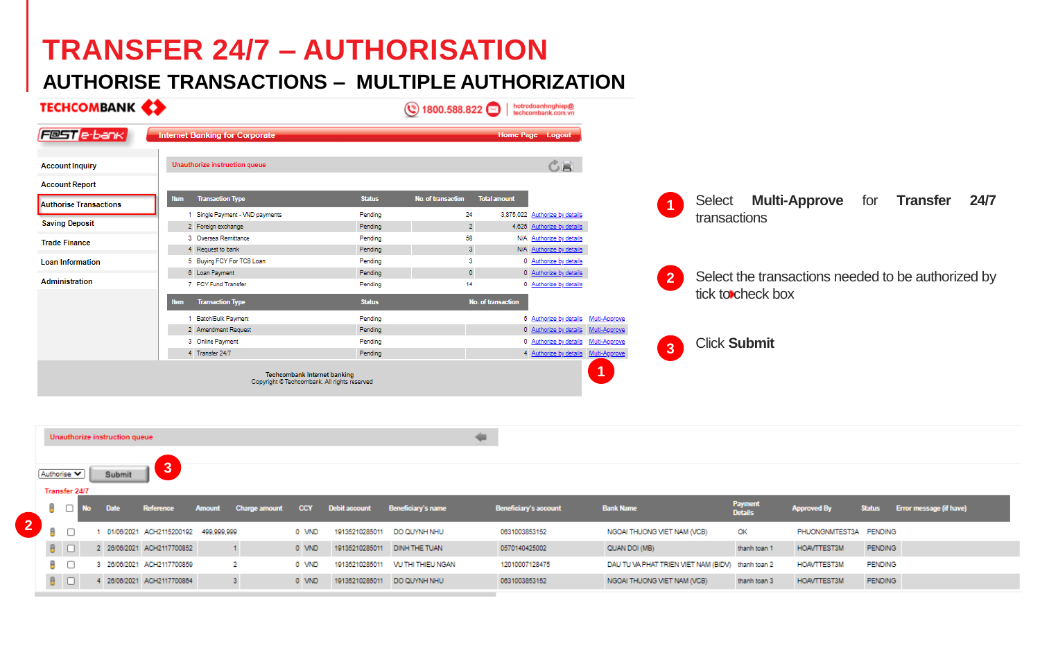# TRANSFER 24/7 – AUTHORISATION

## AUTHORISE TRANSACTIONS – MULTIPLE AUTHORIZATION

TECHCOMBANK | 1800.588.822 | hotrodoanhnghiep@techcombank.com.vn

FAST e-bank | Internet Banking for Corporate | Home Page | Logout

- Account Inquiry
- Account Report
- Authorise Transactions
- Saving Deposit
- Trade Finance
- Loan Information
- Administration

**Unauthorize instruction queue**

| Item | Transaction Type | Status | No. of transaction | Total amount | |
|---|---|---|---|---|---|
| 1 | Single Payment - VND payments | Pending | 24 | 3,875,022 | Authorize by details |
| 2 | Foreign exchange | Pending | 2 | 4,625 | Authorize by details |
| 3 | Oversea Remittance | Pending | 58 | N/A | Authorize by details |
| 4 | Request to bank | Pending | 3 | N/A | Authorize by details |
| 5 | Buying FCY For TCB Loan | Pending | 3 | 0 | Authorize by details |
| 6 | Loan Payment | Pending | 0 | 0 | Authorize by details |
| 7 | FCY Fund Transfer | Pending | 14 | 0 | Authorize by details |

| Item | Transaction Type | Status | No. of transaction | | |
|---|---|---|---|---|---|
| 1 | Batch/Bulk Payment | Pending | 5 | Authorize by details | Multi-Approve |
| 2 | Amendment Request | Pending | 0 | Authorize by details | Multi-Approve |
| 3 | Online Payment | Pending | 0 | Authorize by details | Multi-Approve |
| 4 | Transfer 24/7 | Pending | 4 | Authorize by details | Multi-Approve |

Techcombank Internet banking
Copyright © Techcombank. All rights reserved

1. Select **Multi-Approve** for **Transfer 24/7** transactions
2. Select the transactions needed to be authorized by tick to check box
3. Click **Submit**

**Unauthorize instruction queue**

Authorise | Submit

Transfer 24/7

| | No | Date | Reference | Amount | Charge amount | CCY | Debit account | Beneficiary's name | Beneficiary's account | Bank Name | Payment Details | Approved By | Status | Error message (if have) |
|---|---|---|---|---|---|---|---|---|---|---|---|---|---|---|
| ☐ | 1 | 01/06/2021 | ACH2115200192 | 499,999,999 | 0 | VND | 19135210285011 | DO QUYNH NHU | 0631003853152 | NGOAI THUONG VIET NAM (VCB) | OK | PHUONGNMTEST3A | PENDING | |
| ☐ | 2 | 26/06/2021 | ACH2117700852 | 1 | 0 | VND | 19135210285011 | DINH THE TUAN | 0570140425002 | QUAN DOI (MB) | thanh toan 1 | HOAVTTEST3M | PENDING | |
| ☐ | 3 | 26/06/2021 | ACH2117700859 | 2 | 0 | VND | 19135210285011 | VU THI THIEU NGAN | 12010007128475 | DAU TU VA PHAT TRIEN VIET NAM (BIDV) | thanh toan 2 | HOAVTTEST3M | PENDING | |
| ☐ | 4 | 26/06/2021 | ACH2117700864 | 3 | 0 | VND | 19135210285011 | DO QUYNH NHU | 0631003853152 | NGOAI THUONG VIET NAM (VCB) | thanh toan 3 | HOAVTTEST3M | PENDING | |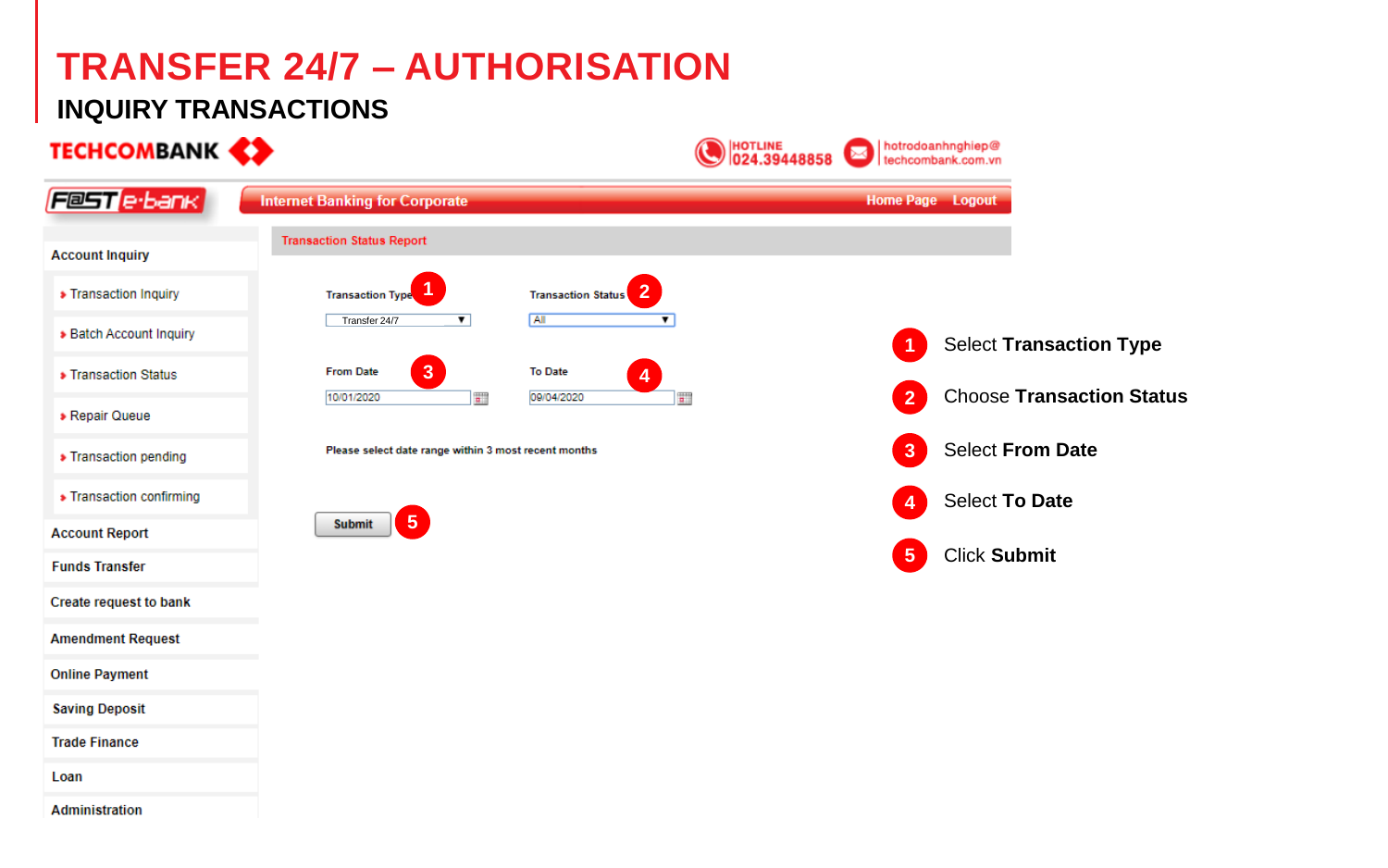# TRANSFER 24/7 – AUTHORISATION

## INQUIRY TRANSACTIONS

TECHCOMBANK

HOTLINE 024.39448858

hotrodoanhnghiep@techcombank.com.vn

F@ST e-bank

Internet Banking for Corporate

Home Page Logout

- Account Inquiry
  - Transaction Inquiry
  - Batch Account Inquiry
  - Transaction Status
  - Repair Queue
  - Transaction pending
  - Transaction confirming
- Account Report
- Funds Transfer
- Create request to bank
- Amendment Request
- Online Payment
- Saving Deposit
- Trade Finance
- Loan
- Administration

Transaction Status Report

Transaction Type (1): Transfer 24/7

Transaction Status (2): All

From Date (3): 10/01/2020

To Date (4): 09/04/2020

Please select date range within 3 most recent months

Submit (5)

1. Select **Transaction Type**
2. Choose **Transaction Status**
3. Select **From Date**
4. Select **To Date**
5. Click **Submit**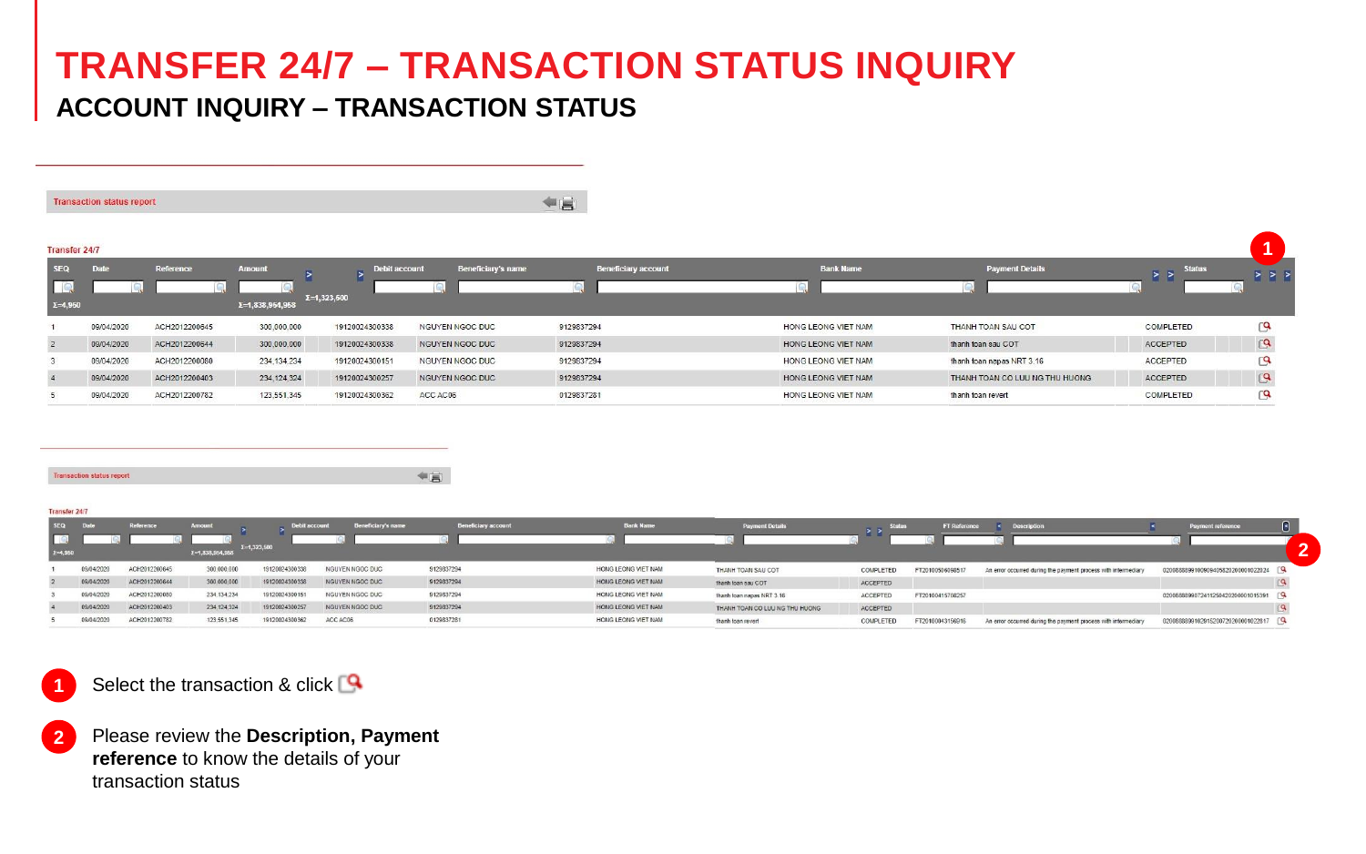# TRANSFER 24/7 – TRANSACTION STATUS INQUIRY

## ACCOUNT INQUIRY – TRANSACTION STATUS

Transaction status report

Transfer 24/7

| SEQ | Date | Reference | Amount | Debit account | Beneficiary's name | Beneficiary account | Bank Name | Payment Details | Status |
|---|---|---|---|---|---|---|---|---|---|
| Σ=4,950 | | | Σ=1,838,964,968 | | | | | | |
| 1 | 09/04/2020 | ACH2012200645 | 300,000,000 | 19120024300338 | NGUYEN NGOC DUC | 9129837294 | HONG LEONG VIET NAM | THANH TOAN SAU COT | COMPLETED |
| 2 | 09/04/2020 | ACH2012200644 | 300,000,000 | 19120024300338 | NGUYEN NGOC DUC | 9129837294 | HONG LEONG VIET NAM | thanh toan sau COT | ACCEPTED |
| 3 | 09/04/2020 | ACH2012200080 | 234,134,234 | 19120024300151 | NGUYEN NGOC DUC | 9129837294 | HONG LEONG VIET NAM | thanh toan napas NRT 3.16 | ACCEPTED |
| 4 | 09/04/2020 | ACH2012200403 | 234,124,324 | 19120024300257 | NGUYEN NGOC DUC | 9129837294 | HONG LEONG VIET NAM | THANH TOAN CO LUU NG THU HUONG | ACCEPTED |
| 5 | 09/04/2020 | ACH2012200782 | 123,551,345 | 19120024300362 | ACC AC06 | 0129837281 | HONG LEONG VIET NAM | thanh toan revert | COMPLETED |

Transaction status report

Transfer 24/7

| SEQ | Date | Reference | Amount | Debit account | Beneficiary's name | Beneficiary account | Bank Name | Payment Details | Status | FT Reference | Description | Payment reference |
|---|---|---|---|---|---|---|---|---|---|---|---|---|
| Σ=4,950 | | | Σ=1,838,964,968 | | | | | | | | | |
| 1 | 09/04/2020 | ACH2012200645 | 300,000,000 | 19120024300338 | NGUYEN NGOC DUC | 9129837294 | HONG LEONG VIET NAM | THANH TOAN SAU COT | COMPLETED | FT20100506098517 | An error occurred during the payment process with intermediary | 020088889910090940582020001022024 |
| 2 | 09/04/2020 | ACH2012200644 | 300,000,000 | 19120024300338 | NGUYEN NGOC DUC | 9129837294 | HONG LEONG VIET NAM | thanh toan sau COT | ACCEPTED | | | |
| 3 | 09/04/2020 | ACH2012200080 | 234,134,234 | 19120024300151 | NGUYEN NGOC DUC | 9129837294 | HONG LEONG VIET NAM | thanh toan napas NRT 3.16 | ACCEPTED | FT20100415708257 | | 020088889907241125842020001015391 |
| 4 | 09/04/2020 | ACH2012200403 | 234,124,324 | 19120024300257 | NGUYEN NGOC DUC | 9129837294 | HONG LEONG VIET NAM | THANH TOAN CO LUU NG THU HUONG | ACCEPTED | | | |
| 5 | 09/04/2020 | ACH2012200782 | 123,551,345 | 19120024300362 | ACC AC06 | 0129837281 | HONG LEONG VIET NAM | thanh toan revert | COMPLETED | FT20100043156916 | An error occurred during the payment process with intermediary | 020088889910291520072020001022817 |

1. Select the transaction & click
2. Please review the **Description, Payment reference** to know the details of your transaction status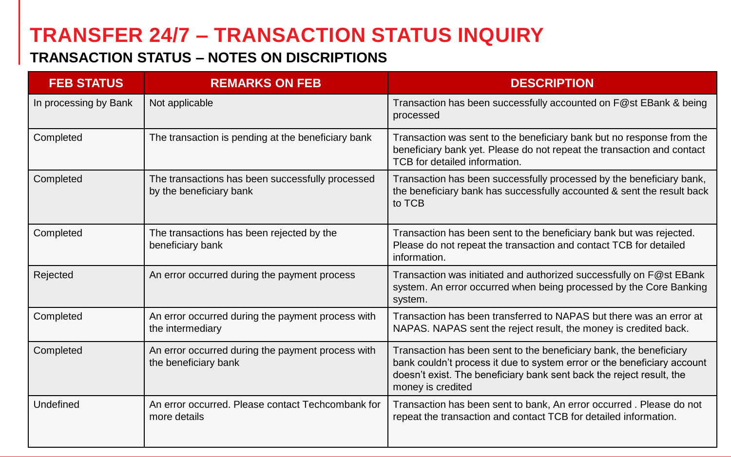# TRANSFER 24/7 – TRANSACTION STATUS INQUIRY

## TRANSACTION STATUS – NOTES ON DISCRIPTIONS

| FEB STATUS | REMARKS ON FEB | DESCRIPTION |
|---|---|---|
| In processing by Bank | Not applicable | Transaction has been successfully accounted on F@st EBank & being processed |
| Completed | The transaction is pending at the beneficiary bank | Transaction was sent to the beneficiary bank but no response from the beneficiary bank yet. Please do not repeat the transaction and contact TCB for detailed information. |
| Completed | The transactions has been successfully processed by the beneficiary bank | Transaction has been successfully processed by the beneficiary bank, the beneficiary bank has successfully accounted & sent the result back to TCB |
| Completed | The transactions has been rejected by the beneficiary bank | Transaction has been sent to the beneficiary bank but was rejected. Please do not repeat the transaction and contact TCB for detailed information. |
| Rejected | An error occurred during the payment process | Transaction was initiated and authorized successfully on F@st EBank system. An error occurred when being processed by the Core Banking system. |
| Completed | An error occurred during the payment process with the intermediary | Transaction has been transferred to NAPAS but there was an error at NAPAS. NAPAS sent the reject result, the money is credited back. |
| Completed | An error occurred during the payment process with the beneficiary bank | Transaction has been sent to the beneficiary bank, the beneficiary bank couldn't process it due to system error or the beneficiary account doesn't exist. The beneficiary bank sent back the reject result, the money is credited |
| Undefined | An error occurred. Please contact Techcombank for more details | Transaction has been sent to bank, An error occurred . Please do not repeat the transaction and contact TCB for detailed information. |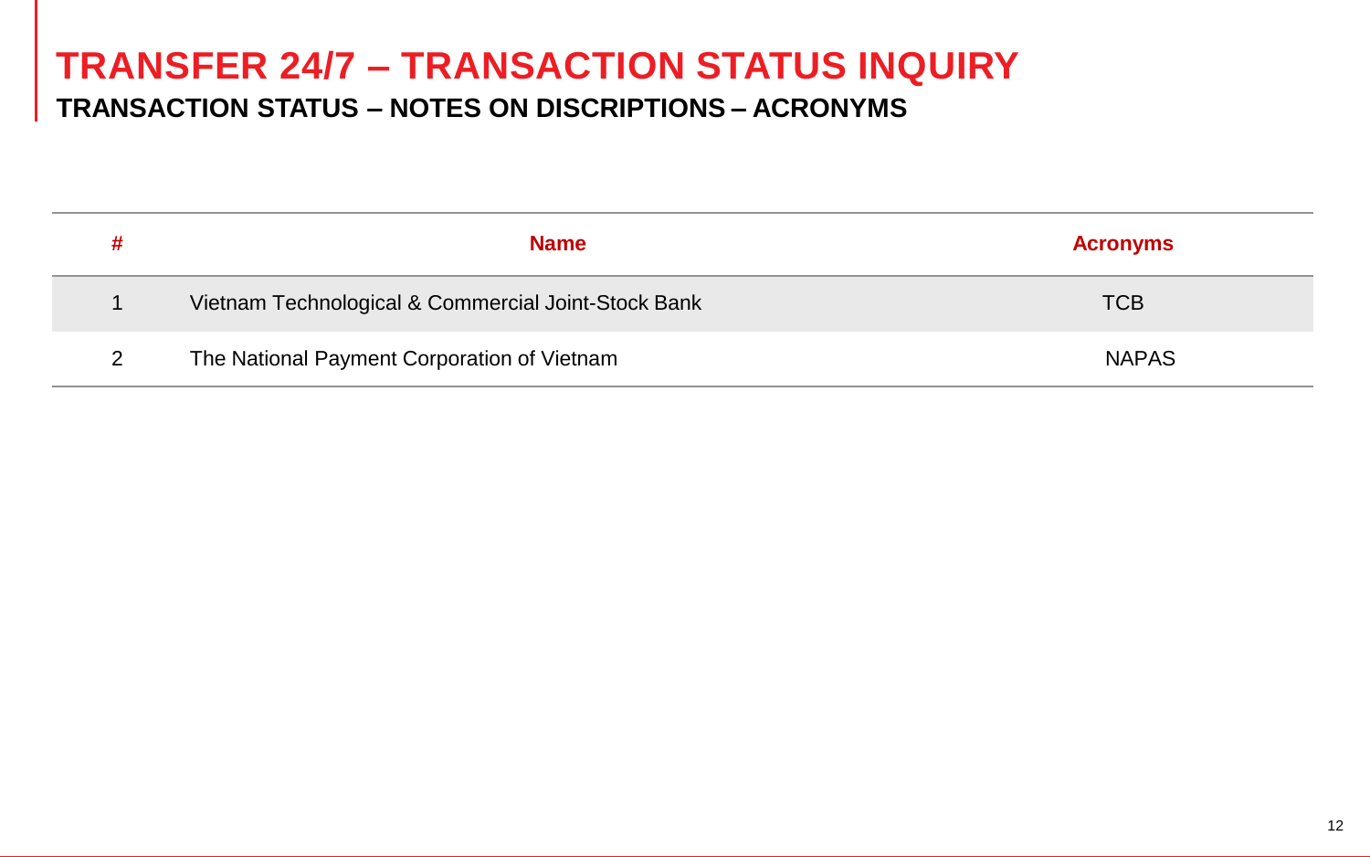# TRANSFER 24/7 – TRANSACTION STATUS INQUIRY

## TRANSACTION STATUS – NOTES ON DISCRIPTIONS – ACRONYMS

| # | Name | Acronyms |
|---|---|---|
| 1 | Vietnam Technological & Commercial Joint-Stock Bank | TCB |
| 2 | The National Payment Corporation of Vietnam | NAPAS |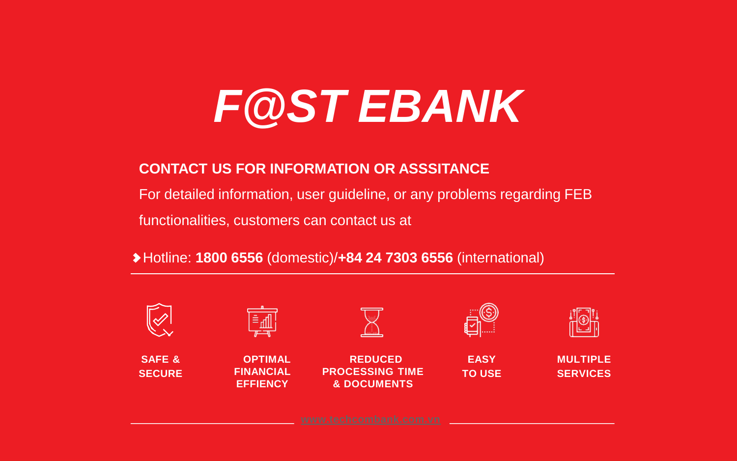# *F@ST EBANK*

**CONTACT US FOR INFORMATION OR ASSSITANCE**

For detailed information, user guideline, or any problems regarding FEB functionalities, customers can contact us at

- Hotline: **1800 6556** (domestic)/**+84 24 7303 6556** (international)

**SAFE & SECURE**

**OPTIMAL FINANCIAL EFFIENCY**

**REDUCED PROCESSING TIME & DOCUMENTS**

**EASY TO USE**

**MULTIPLE SERVICES**

www.techcombank.com.vn